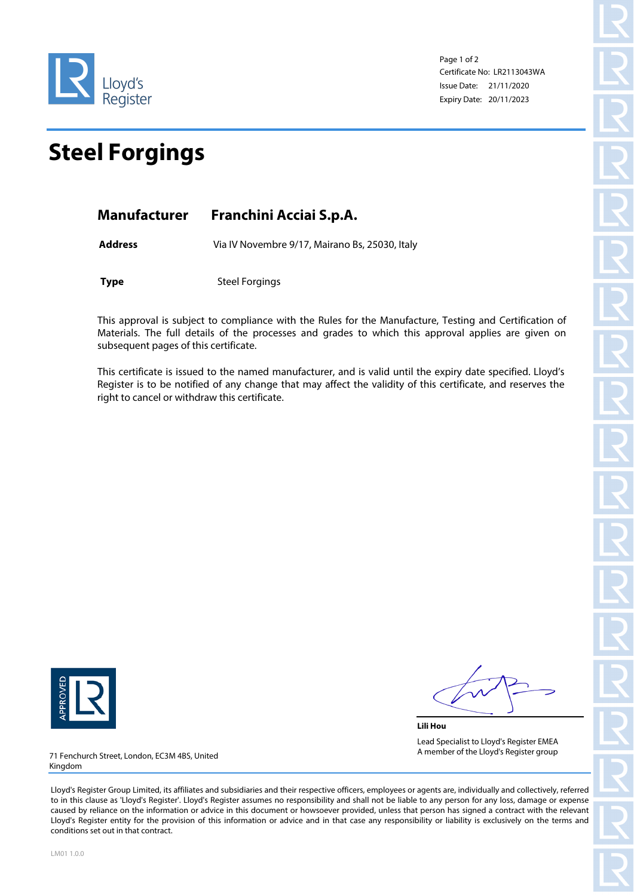Lloyd's Register

Certificate No: LR2113043WA
Issue Date: 21/11/2020
Expiry Date: 20/11/2023

# Steel Forgings

**Manufacturer** **Franchini Acciai S.p.A.**

**Address** Via IV Novembre 9/17, Mairano Bs, 25030, Italy

**Type** Steel Forgings

This approval is subject to compliance with the Rules for the Manufacture, Testing and Certification of Materials. The full details of the processes and grades to which this approval applies are given on subsequent pages of this certificate.

This certificate is issued to the named manufacturer, and is valid until the expiry date specified. Lloyd's Register is to be notified of any change that may affect the validity of this certificate, and reserves the right to cancel or withdraw this certificate.

APPROVED LR

**Lili Hou**

Lead Specialist to Lloyd's Register EMEA
A member of the Lloyd's Register group

71 Fenchurch Street, London, EC3M 4BS, United Kingdom

Lloyd's Register Group Limited, its affiliates and subsidiaries and their respective officers, employees or agents are, individually and collectively, referred to in this clause as 'Lloyd's Register'. Lloyd's Register assumes no responsibility and shall not be liable to any person for any loss, damage or expense caused by reliance on the information or advice in this document or howsoever provided, unless that person has signed a contract with the relevant Lloyd's Register entity for the provision of this information or advice and in that case any responsibility or liability is exclusively on the terms and conditions set out in that contract.

LM01 1.0.0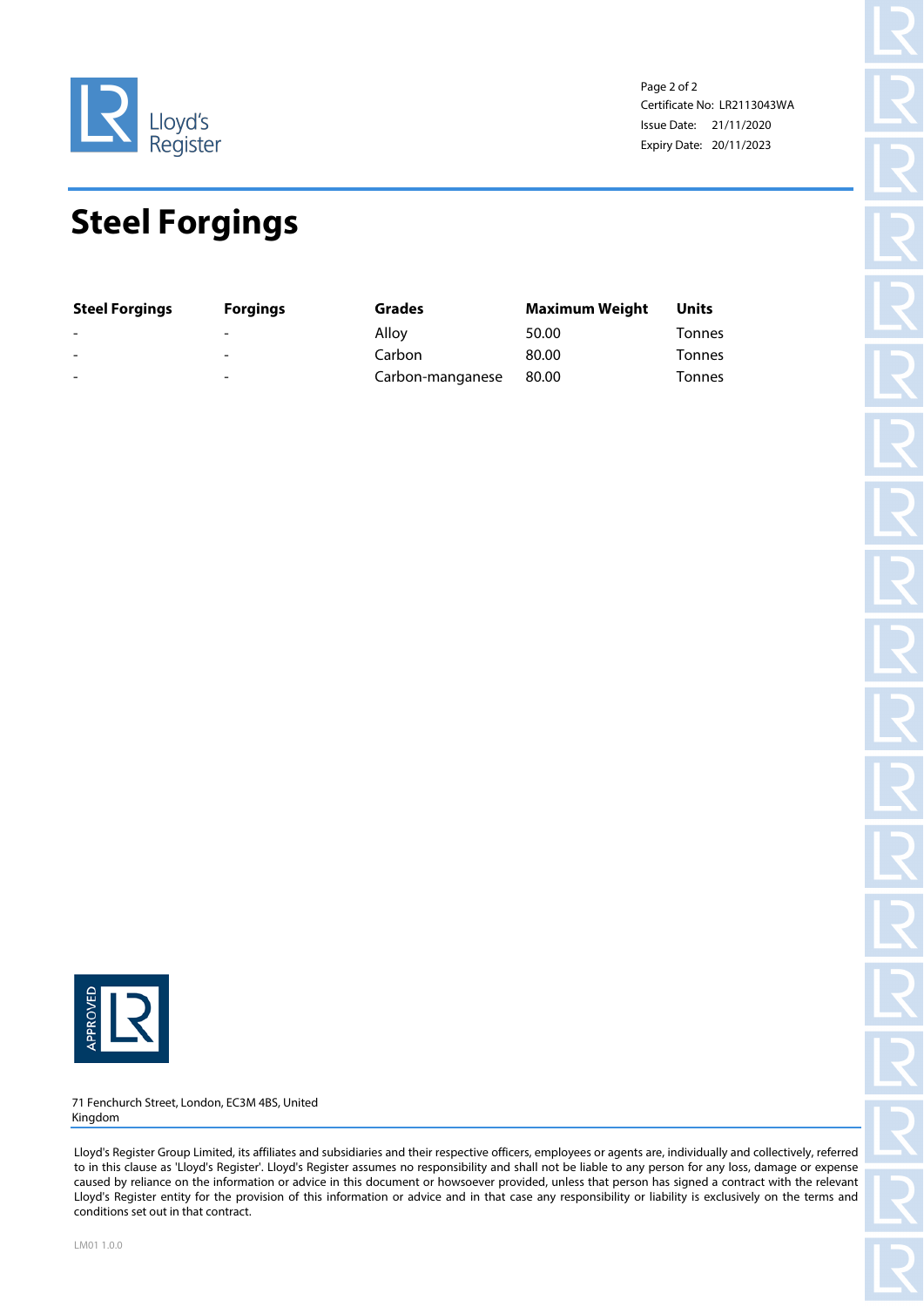Certificate No: LR2113043WA
Issue Date: 21/11/2020
Expiry Date: 20/11/2023

# Steel Forgings

| Steel Forgings | Forgings | Grades | Maximum Weight | Units |
|---|---|---|---|---|
| - | - | Alloy | 50.00 | Tonnes |
| - | - | Carbon | 80.00 | Tonnes |
| - | - | Carbon-manganese | 80.00 | Tonnes |

71 Fenchurch Street, London, EC3M 4BS, United Kingdom

Lloyd's Register Group Limited, its affiliates and subsidiaries and their respective officers, employees or agents are, individually and collectively, referred to in this clause as 'Lloyd's Register'. Lloyd's Register assumes no responsibility and shall not be liable to any person for any loss, damage or expense caused by reliance on the information or advice in this document or howsoever provided, unless that person has signed a contract with the relevant Lloyd's Register entity for the provision of this information or advice and in that case any responsibility or liability is exclusively on the terms and conditions set out in that contract.

LM01 1.0.0